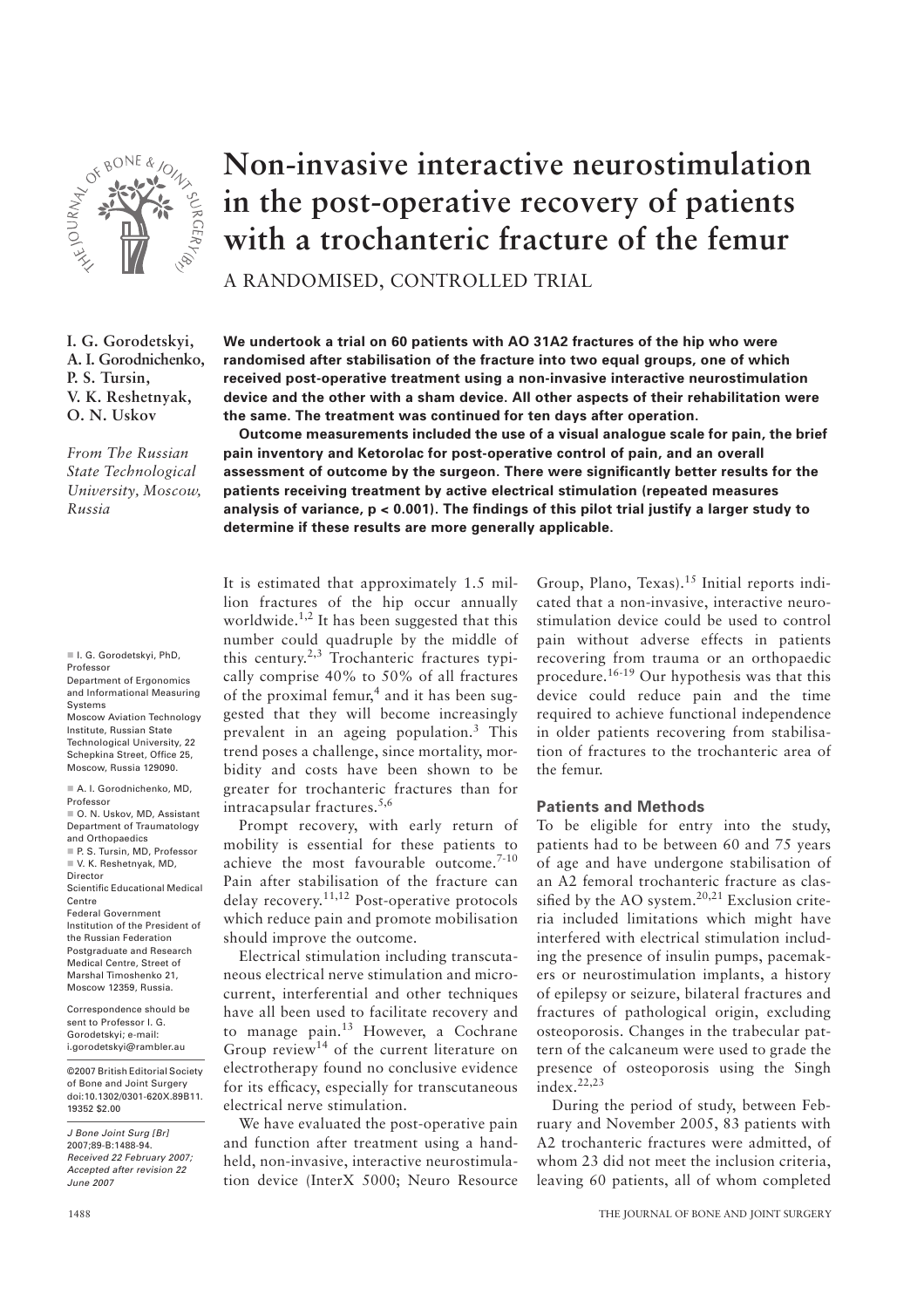# Non-invasive interactive neurostimulation in the post-operative recovery of patients with a trochanteric fracture of the femur

A RANDOMISED, CONTROLLED TRIAL

**I. G. Gorodetskyi, A. I. Gorodnichenko, P. S. Tursin, V. K. Reshetnyak, O. N. Uskov**

*From The Russian State Technological University, Moscow, Russia*

**We undertook a trial on 60 patients with AO 31A2 fractures of the hip who were randomised after stabilisation of the fracture into two equal groups, one of which received post-operative treatment using a non-invasive interactive neurostimulation device and the other with a sham device. All other aspects of their rehabilitation were the same. The treatment was continued for ten days after operation.**

**Outcome measurements included the use of a visual analogue scale for pain, the brief pain inventory and Ketorolac for post-operative control of pain, and an overall assessment of outcome by the surgeon. There were significantly better results for the patients receiving treatment by active electrical stimulation (repeated measures analysis of variance, $p < 0.001$). The findings of this pilot trial justify a larger study to determine if these results are more generally applicable.**

It is estimated that approximately 1.5 million fractures of the hip occur annually worldwide.[1,2] It has been suggested that this number could quadruple by the middle of this century.[2,3] Trochanteric fractures typically comprise 40% to 50% of all fractures of the proximal femur,[4] and it has been suggested that they will become increasingly prevalent in an ageing population.[3] This trend poses a challenge, since mortality, morbidity and costs have been shown to be greater for trochanteric fractures than for intracapsular fractures.[5,6]

Prompt recovery, with early return of mobility is essential for these patients to achieve the most favourable outcome.[7-10] Pain after stabilisation of the fracture can delay recovery.[11,12] Post-operative protocols which reduce pain and promote mobilisation should improve the outcome.

Electrical stimulation including transcutaneous electrical nerve stimulation and microcurrent, interferential and other techniques have all been used to facilitate recovery and to manage pain.[13] However, a Cochrane Group review[14] of the current literature on electrotherapy found no conclusive evidence for its efficacy, especially for transcutaneous electrical nerve stimulation.

We have evaluated the post-operative pain and function after treatment using a handheld, non-invasive, interactive neurostimulation device (InterX 5000; Neuro Resource Group, Plano, Texas).[15] Initial reports indicated that a non-invasive, interactive neurostimulation device could be used to control pain without adverse effects in patients recovering from trauma or an orthopaedic procedure.[16-19] Our hypothesis was that this device could reduce pain and the time required to achieve functional independence in older patients recovering from stabilisation of fractures to the trochanteric area of the femur.

## Patients and Methods

To be eligible for entry into the study, patients had to be between 60 and 75 years of age and have undergone stabilisation of an A2 femoral trochanteric fracture as classified by the AO system.[20,21] Exclusion criteria included limitations which might have interfered with electrical stimulation including the presence of insulin pumps, pacemakers or neurostimulation implants, a history of epilepsy or seizure, bilateral fractures and fractures of pathological origin, excluding osteoporosis. Changes in the trabecular pattern of the calcaneum were used to grade the presence of osteoporosis using the Singh index.[22,23]

During the period of study, between February and November 2005, 83 patients with A2 trochanteric fractures were admitted, of whom 23 did not meet the inclusion criteria, leaving 60 patients, all of whom completed

■ I. G. Gorodetskyi, PhD, Professor
Department of Ergonomics and Informational Measuring Systems
Moscow Aviation Technology Institute, Russian State Technological University, 22 Schepkina Street, Office 25, Moscow, Russia 129090.

■ A. I. Gorodnichenko, MD, Professor
■ O. N. Uskov, MD, Assistant Department of Traumatology and Orthopaedics
■ P. S. Tursin, MD, Professor
■ V. K. Reshetnyak, MD, Director
Scientific Educational Medical Centre
Federal Government Institution of the President of the Russian Federation Postgraduate and Research Medical Centre, Street of Marshal Timoshenko 21, Moscow 12359, Russia.

Correspondence should be sent to Professor I. G. Gorodetskyi; e-mail: i.gorodetskyi@rambler.au

©2007 British Editorial Society of Bone and Joint Surgery
doi:10.1302/0301-620X.89B11.19352 $2.00

*J Bone Joint Surg [Br] 2007;89-B:1488-94.*
*Received 22 February 2007; Accepted after revision 22 June 2007*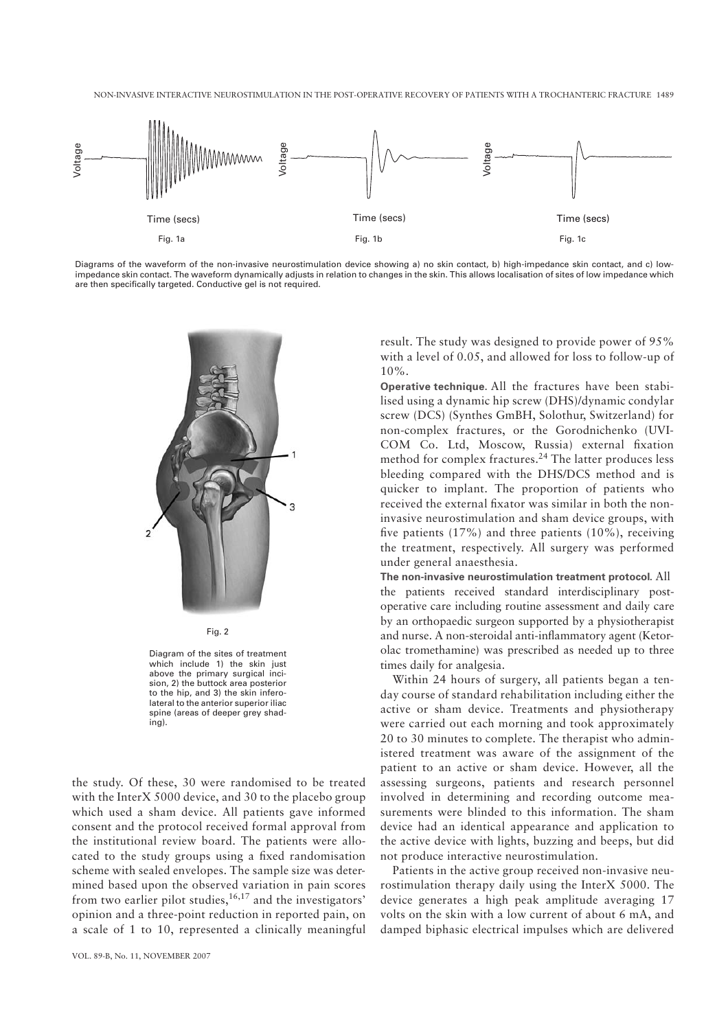Fig. 1a

Fig. 1b

Fig. 1c

Diagrams of the waveform of the non-invasive neurostimulation device showing a) no skin contact, b) high-impedance skin contact, and c) low-impedance skin contact. The waveform dynamically adjusts in relation to changes in the skin. This allows localisation of sites of low impedance which are then specifically targeted. Conductive gel is not required.

Fig. 2

Diagram of the sites of treatment which include 1) the skin just above the primary surgical incision, 2) the buttock area posterior to the hip, and 3) the skin inferolateral to the anterior superior iliac spine (areas of deeper grey shading).

the study. Of these, 30 were randomised to be treated with the InterX 5000 device, and 30 to the placebo group which used a sham device. All patients gave informed consent and the protocol received formal approval from the institutional review board. The patients were allocated to the study groups using a fixed randomisation scheme with sealed envelopes. The sample size was determined based upon the observed variation in pain scores from two earlier pilot studies,[16,17] and the investigators' opinion and a three-point reduction in reported pain, on a scale of 1 to 10, represented a clinically meaningful result. The study was designed to provide power of 95% with a level of 0.05, and allowed for loss to follow-up of 10%.

**Operative technique**. All the fractures have been stabilised using a dynamic hip screw (DHS)/dynamic condylar screw (DCS) (Synthes GmBH, Solothur, Switzerland) for non-complex fractures, or the Gorodnichenko (UVI-COM Co. Ltd, Moscow, Russia) external fixation method for complex fractures.[24] The latter produces less bleeding compared with the DHS/DCS method and is quicker to implant. The proportion of patients who received the external fixator was similar in both the non-invasive neurostimulation and sham device groups, with five patients (17%) and three patients (10%), receiving the treatment, respectively. All surgery was performed under general anaesthesia.

**The non-invasive neurostimulation treatment protocol**. All the patients received standard interdisciplinary post-operative care including routine assessment and daily care by an orthopaedic surgeon supported by a physiotherapist and nurse. A non-steroidal anti-inflammatory agent (Ketorolac tromethamine) was prescribed as needed up to three times daily for analgesia.

Within 24 hours of surgery, all patients began a ten-day course of standard rehabilitation including either the active or sham device. Treatments and physiotherapy were carried out each morning and took approximately 20 to 30 minutes to complete. The therapist who administered treatment was aware of the assignment of the patient to an active or sham device. However, all the assessing surgeons, patients and research personnel involved in determining and recording outcome measurements were blinded to this information. The sham device had an identical appearance and application to the active device with lights, buzzing and beeps, but did not produce interactive neurostimulation.

Patients in the active group received non-invasive neurostimulation therapy daily using the InterX 5000. The device generates a high peak amplitude averaging 17 volts on the skin with a low current of about 6 mA, and damped biphasic electrical impulses which are delivered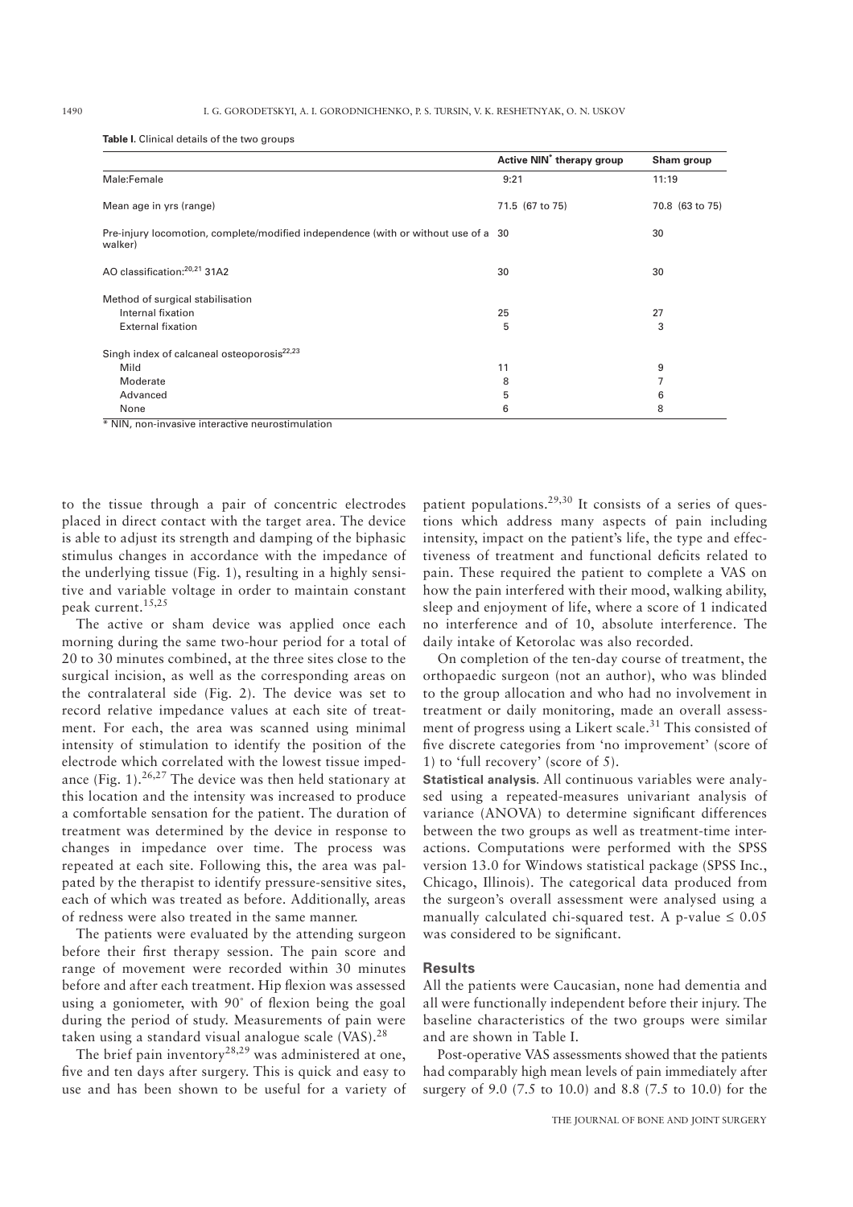**Table I.** Clinical details of the two groups

| | Active NIN* therapy group | Sham group |
|---|---|---|
| Male:Female | 9:21 | 11:19 |
| Mean age in yrs (range) | 71.5 (67 to 75) | 70.8 (63 to 75) |
| Pre-injury locomotion, complete/modified independence (with or without use of a walker) | 30 | 30 |
| AO classification:[20,21] 31A2 | 30 | 30 |
| Method of surgical stabilisation | | |
| Internal fixation | 25 | 27 |
| External fixation | 5 | 3 |
| Singh index of calcaneal osteoporosis[22,23] | | |
| Mild | 11 | 9 |
| Moderate | 8 | 7 |
| Advanced | 5 | 6 |
| None | 6 | 8 |

\* NIN, non-invasive interactive neurostimulation

to the tissue through a pair of concentric electrodes placed in direct contact with the target area. The device is able to adjust its strength and damping of the biphasic stimulus changes in accordance with the impedance of the underlying tissue (Fig. 1), resulting in a highly sensitive and variable voltage in order to maintain constant peak current.[15,25]

The active or sham device was applied once each morning during the same two-hour period for a total of 20 to 30 minutes combined, at the three sites close to the surgical incision, as well as the corresponding areas on the contralateral side (Fig. 2). The device was set to record relative impedance values at each site of treatment. For each, the area was scanned using minimal intensity of stimulation to identify the position of the electrode which correlated with the lowest tissue impedance (Fig. 1).[26,27] The device was then held stationary at this location and the intensity was increased to produce a comfortable sensation for the patient. The duration of treatment was determined by the device in response to changes in impedance over time. The process was repeated at each site. Following this, the area was palpated by the therapist to identify pressure-sensitive sites, each of which was treated as before. Additionally, areas of redness were also treated in the same manner.

The patients were evaluated by the attending surgeon before their first therapy session. The pain score and range of movement were recorded within 30 minutes before and after each treatment. Hip flexion was assessed using a goniometer, with 90° of flexion being the goal during the period of study. Measurements of pain were taken using a standard visual analogue scale (VAS).[28]

The brief pain inventory[28,29] was administered at one, five and ten days after surgery. This is quick and easy to use and has been shown to be useful for a variety of patient populations.[29,30] It consists of a series of questions which address many aspects of pain including intensity, impact on the patient's life, the type and effectiveness of treatment and functional deficits related to pain. These required the patient to complete a VAS on how the pain interfered with their mood, walking ability, sleep and enjoyment of life, where a score of 1 indicated no interference and of 10, absolute interference. The daily intake of Ketorolac was also recorded.

On completion of the ten-day course of treatment, the orthopaedic surgeon (not an author), who was blinded to the group allocation and who had no involvement in treatment or daily monitoring, made an overall assessment of progress using a Likert scale.[31] This consisted of five discrete categories from 'no improvement' (score of 1) to 'full recovery' (score of 5).

**Statistical analysis.** All continuous variables were analysed using a repeated-measures univariant analysis of variance (ANOVA) to determine significant differences between the two groups as well as treatment-time interactions. Computations were performed with the SPSS version 13.0 for Windows statistical package (SPSS Inc., Chicago, Illinois). The categorical data produced from the surgeon's overall assessment were analysed using a manually calculated chi-squared test. A p-value $\le 0.05$ was considered to be significant.

## Results

All the patients were Caucasian, none had dementia and all were functionally independent before their injury. The baseline characteristics of the two groups were similar and are shown in Table I.

Post-operative VAS assessments showed that the patients had comparably high mean levels of pain immediately after surgery of 9.0 (7.5 to 10.0) and 8.8 (7.5 to 10.0) for the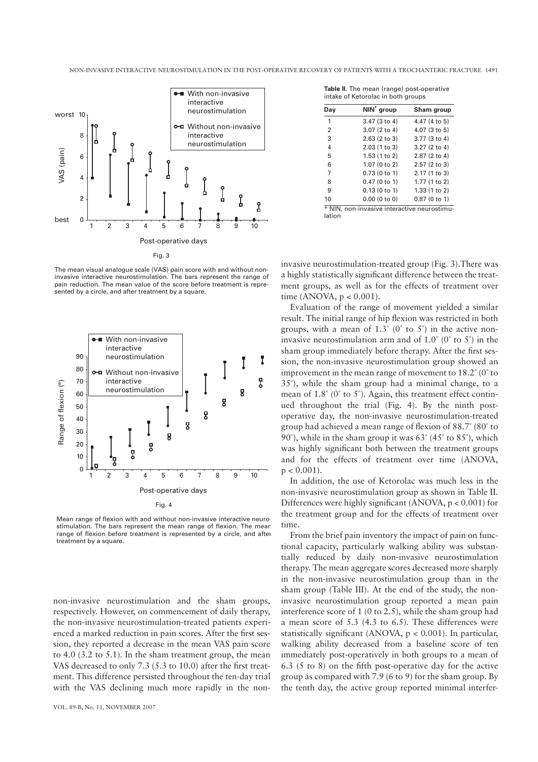Fig. 3

The mean visual analogue scale (VAS) pain score with and without non-invasive interactive neurostimulation. The bars represent the range of pain reduction. The mean value of the score before treatment is represented by a circle, and after treatment by a square.

Fig. 4

Mean range of flexion with and without non-invasive interactive neurostimulation. The bars represent the mean range of flexion. The mean range of flexion before treatment is represented by a circle, and after treatment by a square.

non-invasive neurostimulation and the sham groups, respectively. However, on commencement of daily therapy, the non-invasive neurostimulation-treated patients experienced a marked reduction in pain scores. After the first session, they reported a decrease in the mean VAS pain score to 4.0 (3.2 to 5.1). In the sham treatment group, the mean VAS decreased to only 7.3 (5.3 to 10.0) after the first treatment. This difference persisted throughout the ten-day trial with the VAS declining much more rapidly in the non-invasive neurostimulation-treated group (Fig. 3). There was a highly statistically significant difference between the treatment groups, as well as for the effects of treatment over time (ANOVA, $p < 0.001$).

Evaluation of the range of movement yielded a similar result. The initial range of hip flexion was restricted in both groups, with a mean of 1.3° (0° to 5°) in the active non-invasive neurostimulation arm and of 1.0° (0° to 5°) in the sham group immediately before therapy. After the first session, the non-invasive neurostimulation group showed an improvement in the mean range of movement to 18.2° (0° to 35°), while the sham group had a minimal change, to a mean of 1.8° (0° to 5°). Again, this treatment effect continued throughout the trial (Fig. 4). By the ninth post-operative day, the non-invasive neurostimulation-treated group had achieved a mean range of flexion of 88.7° (80° to 90°), while in the sham group it was 63° (45° to 85°), which was highly significant both between the treatment groups and for the effects of treatment over time (ANOVA, $p < 0.001$).

In addition, the use of Ketorolac was much less in the non-invasive neurostimulation group as shown in Table II. Differences were highly significant (ANOVA, $p < 0.001$) for the treatment group and for the effects of treatment over time.

From the brief pain inventory the impact of pain on functional capacity, particularly walking ability was substantially reduced by daily non-invasive neurostimulation therapy. The mean aggregate scores decreased more sharply in the non-invasive neurostimulation group than in the sham group (Table III). At the end of the study, the non-invasive neurostimulation group reported a mean pain interference score of 1 (0 to 2.5), while the sham group had a mean score of 5.3 (4.3 to 6.5). These differences were statistically significant (ANOVA, $p < 0.001$). In particular, walking ability decreased from a baseline score of ten immediately post-operatively in both groups to a mean of 6.3 (5 to 8) on the fifth post-operative day for the active group as compared with 7.9 (6 to 9) for the sham group. By the tenth day, the active group reported minimal interfer-

**Table II.** The mean (range) post-operative intake of Ketorolac in both groups

| Day | NIN* group | Sham group |
|---|---|---|
| 1 | 3.47 (3 to 4) | 4.47 (4 to 5) |
| 2 | 3.07 (2 to 4) | 4.07 (3 to 5) |
| 3 | 2.63 (2 to 3) | 3.77 (3 to 4) |
| 4 | 2.03 (1 to 3) | 3.27 (2 to 4) |
| 5 | 1.53 (1 to 2) | 2.87 (2 to 4) |
| 6 | 1.07 (0 to 2) | 2.57 (2 to 3) |
| 7 | 0.73 (0 to 1) | 2.17 (1 to 3) |
| 8 | 0.47 (0 to 1) | 1.77 (1 to 2) |
| 9 | 0.13 (0 to 1) | 1.33 (1 to 2) |
| 10 | 0.00 (0 to 0) | 0.87 (0 to 1) |

* NIN, non-invasive interactive neurostimulation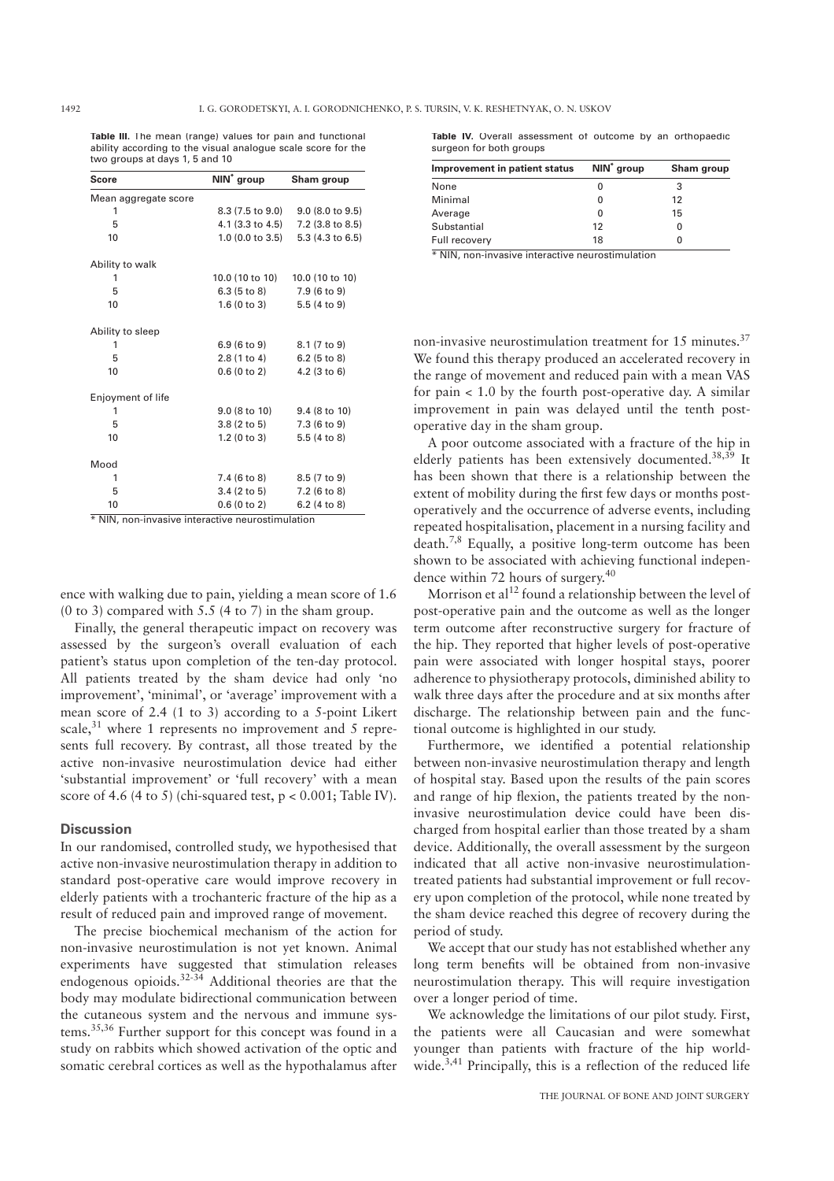**Table III.** The mean (range) values for pain and functional ability according to the visual analogue scale score for the two groups at days 1, 5 and 10

| Score | NIN* group | Sham group |
|---|---|---|
| Mean aggregate score | | |
| 1 | 8.3 (7.5 to 9.0) | 9.0 (8.0 to 9.5) |
| 5 | 4.1 (3.3 to 4.5) | 7.2 (3.8 to 8.5) |
| 10 | 1.0 (0.0 to 3.5) | 5.3 (4.3 to 6.5) |
| Ability to walk | | |
| 1 | 10.0 (10 to 10) | 10.0 (10 to 10) |
| 5 | 6.3 (5 to 8) | 7.9 (6 to 9) |
| 10 | 1.6 (0 to 3) | 5.5 (4 to 9) |
| Ability to sleep | | |
| 1 | 6.9 (6 to 9) | 8.1 (7 to 9) |
| 5 | 2.8 (1 to 4) | 6.2 (5 to 8) |
| 10 | 0.6 (0 to 2) | 4.2 (3 to 6) |
| Enjoyment of life | | |
| 1 | 9.0 (8 to 10) | 9.4 (8 to 10) |
| 5 | 3.8 (2 to 5) | 7.3 (6 to 9) |
| 10 | 1.2 (0 to 3) | 5.5 (4 to 8) |
| Mood | | |
| 1 | 7.4 (6 to 8) | 8.5 (7 to 9) |
| 5 | 3.4 (2 to 5) | 7.2 (6 to 8) |
| 10 | 0.6 (0 to 2) | 6.2 (4 to 8) |

\* NIN, non-invasive interactive neurostimulation

**Table IV.** Overall assessment of outcome by an orthopaedic surgeon for both groups

| Improvement in patient status | NIN* group | Sham group |
|---|---|---|
| None | 0 | 3 |
| Minimal | 0 | 12 |
| Average | 0 | 15 |
| Substantial | 12 | 0 |
| Full recovery | 18 | 0 |

\* NIN, non-invasive interactive neurostimulation

ence with walking due to pain, yielding a mean score of 1.6 (0 to 3) compared with 5.5 (4 to 7) in the sham group.

Finally, the general therapeutic impact on recovery was assessed by the surgeon's overall evaluation of each patient's status upon completion of the ten-day protocol. All patients treated by the sham device had only 'no improvement', 'minimal', or 'average' improvement with a mean score of 2.4 (1 to 3) according to a 5-point Likert scale,[31] where 1 represents no improvement and 5 represents full recovery. By contrast, all those treated by the active non-invasive neurostimulation device had either 'substantial improvement' or 'full recovery' with a mean score of 4.6 (4 to 5) (chi-squared test, $p < 0.001$; Table IV).

## Discussion

In our randomised, controlled study, we hypothesised that active non-invasive neurostimulation therapy in addition to standard post-operative care would improve recovery in elderly patients with a trochanteric fracture of the hip as a result of reduced pain and improved range of movement.

The precise biochemical mechanism of the action for non-invasive neurostimulation is not yet known. Animal experiments have suggested that stimulation releases endogenous opioids.[32-34] Additional theories are that the body may modulate bidirectional communication between the cutaneous system and the nervous and immune systems.[35,36] Further support for this concept was found in a study on rabbits which showed activation of the optic and somatic cerebral cortices as well as the hypothalamus after non-invasive neurostimulation treatment for 15 minutes.[37] We found this therapy produced an accelerated recovery in the range of movement and reduced pain with a mean VAS for pain < 1.0 by the fourth post-operative day. A similar improvement in pain was delayed until the tenth post-operative day in the sham group.

A poor outcome associated with a fracture of the hip in elderly patients has been extensively documented.[38,39] It has been shown that there is a relationship between the extent of mobility during the first few days or months post-operatively and the occurrence of adverse events, including repeated hospitalisation, placement in a nursing facility and death.[7,8] Equally, a positive long-term outcome has been shown to be associated with achieving functional independence within 72 hours of surgery.[40]

Morrison et al[12] found a relationship between the level of post-operative pain and the outcome as well as the longer term outcome after reconstructive surgery for fracture of the hip. They reported that higher levels of post-operative pain were associated with longer hospital stays, poorer adherence to physiotherapy protocols, diminished ability to walk three days after the procedure and at six months after discharge. The relationship between pain and the functional outcome is highlighted in our study.

Furthermore, we identified a potential relationship between non-invasive neurostimulation therapy and length of hospital stay. Based upon the results of the pain scores and range of hip flexion, the patients treated by the non-invasive neurostimulation device could have been discharged from hospital earlier than those treated by a sham device. Additionally, the overall assessment by the surgeon indicated that all active non-invasive neurostimulation-treated patients had substantial improvement or full recovery upon completion of the protocol, while none treated by the sham device reached this degree of recovery during the period of study.

We accept that our study has not established whether any long term benefits will be obtained from non-invasive neurostimulation therapy. This will require investigation over a longer period of time.

We acknowledge the limitations of our pilot study. First, the patients were all Caucasian and were somewhat younger than patients with fracture of the hip worldwide.[3,41] Principally, this is a reflection of the reduced life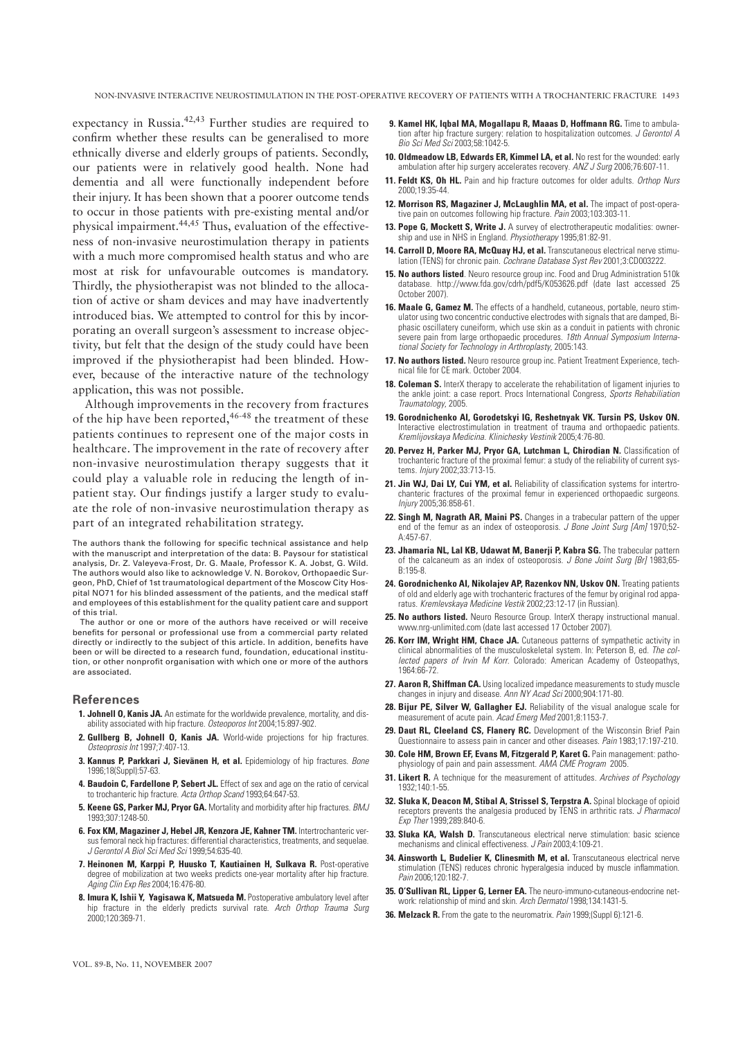expectancy in Russia.[42,43] Further studies are required to confirm whether these results can be generalised to more ethnically diverse and elderly groups of patients. Secondly, our patients were in relatively good health. None had dementia and all were functionally independent before their injury. It has been shown that a poorer outcome tends to occur in those patients with pre-existing mental and/or physical impairment.[44,45] Thus, evaluation of the effectiveness of non-invasive neurostimulation therapy in patients with a much more compromised health status and who are most at risk for unfavourable outcomes is mandatory. Thirdly, the physiotherapist was not blinded to the allocation of active or sham devices and may have inadvertently introduced bias. We attempted to control for this by incorporating an overall surgeon's assessment to increase objectivity, but felt that the design of the study could have been improved if the physiotherapist had been blinded. However, because of the interactive nature of the technology application, this was not possible.

Although improvements in the recovery from fractures of the hip have been reported,[46-48] the treatment of these patients continues to represent one of the major costs in healthcare. The improvement in the rate of recovery after non-invasive neurostimulation therapy suggests that it could play a valuable role in reducing the length of in-patient stay. Our findings justify a larger study to evaluate the role of non-invasive neurostimulation therapy as part of an integrated rehabilitation strategy.

The authors thank the following for specific technical assistance and help with the manuscript and interpretation of the data: B. Paysour for statistical analysis, Dr. Z. Valeyeva-Frost, Dr. G. Maale, Professor K. A. Jobst, G. Wild. The authors would also like to acknowledge V. N. Borokov, Orthopaedic Surgeon, PhD, Chief of 1st traumatological department of the Moscow City Hospital NO71 for his blinded assessment of the patients, and the medical staff and employees of this establishment for the quality patient care and support of this trial.

The author or one or more of the authors have received or will receive benefits for personal or professional use from a commercial party related directly or indirectly to the subject of this article. In addition, benefits have been or will be directed to a research fund, foundation, educational institution, or other nonprofit organisation with which one or more of the authors are associated.

## References

1. **Johnell O, Kanis JA.** An estimate for the worldwide prevalence, mortality, and disability associated with hip fracture. *Osteoporos Int* 2004;15:897-902.
2. **Gullberg B, Johnell O, Kanis JA.** World-wide projections for hip fractures. *Osteoprosis Int* 1997;7:407-13.
3. **Kannus P, Parkkari J, Sievänen H, et al.** Epidemiology of hip fractures. *Bone* 1996;18(Suppl):57-63.
4. **Baudoin C, Fardellone P, Sebert JL.** Effect of sex and age on the ratio of cervical to trochanteric hip fracture. *Acta Orthop Scand* 1993;64:647-53.
5. **Keene GS, Parker MJ, Pryor GA.** Mortality and morbidity after hip fractures. *BMJ* 1993;307:1248-50.
6. **Fox KM, Magaziner J, Hebel JR, Kenzora JE, Kahner TM.** Intertrochanteric versus femoral neck hip fractures: differential characteristics, treatments, and sequelae. *J Gerontol A Biol Sci Med Sci* 1999;54:635-40.
7. **Heinonen M, Karppi P, Huusko T, Kautiainen H, Sulkava R.** Post-operative degree of mobilization at two weeks predicts one-year mortality after hip fracture. *Aging Clin Exp Res* 2004;16:476-80.
8. **Imura K, Ishii Y, Yagisawa K, Matsueda M.** Postoperative ambulatory level after hip fracture in the elderly predicts survival rate. *Arch Orthop Trauma Surg* 2000;120:369-71.
9. **Kamel HK, Iqbal MA, Mogallapu R, Maaas D, Hoffmann RG.** Time to ambulation after hip fracture surgery: relation to hospitalization outcomes. *J Gerontol A Bio Sci Med Sci* 2003;58:1042-5.
10. **Oldmeadow LB, Edwards ER, Kimmel LA, et al.** No rest for the wounded: early ambulation after hip surgery accelerates recovery. *ANZ J Surg* 2006;76:607-11.
11. **Feldt KS, Oh HL.** Pain and hip fracture outcomes for older adults. *Orthop Nurs* 2000;19:35-44.
12. **Morrison RS, Magaziner J, McLaughlin MA, et al.** The impact of post-operative pain on outcomes following hip fracture. *Pain* 2003;103:303-11.
13. **Pope G, Mockett S, Write J.** A survey of electrotherapeutic modalities: ownership and use in NHS in England. *Physiotherapy* 1995;81:82-91.
14. **Carroll D, Moore RA, McQuay HJ, et al.** Transcutaneous electrical nerve stimulation (TENS) for chronic pain. *Cochrane Database Syst Rev* 2001;3:CD003222.
15. **No authors listed**. Neuro resource group inc. Food and Drug Administration 510k database. http://www.fda.gov/cdrh/pdf5/K053626.pdf (date last accessed 25 October 2007).
16. **Maale G, Gamez M.** The effects of a handheld, cutaneous, portable, neuro stimulator using two concentric conductive electrodes with signals that are damped, Biphasic oscillatery cuneiform, which use skin as a conduit in patients with chronic severe pain from large orthopaedic procedures. *18th Annual Symposium International Society for Technology in Arthroplasty,* 2005:143.
17. **No authors listed.** Neuro resource group inc. Patient Treatment Experience, technical file for CE mark. October 2004.
18. **Coleman S.** InterX therapy to accelerate the rehabilitation of ligament injuries to the ankle joint: a case report. Procs International Congress, *Sports Rehabiliation Traumatology,* 2005.
19. **Gorodnichenko AI, Gorodetskyi IG, Reshetnyak VK. Tursin PS, Uskov ON.** Interactive electrostimulation in treatment of trauma and orthopaedic patients. *Kremljovskaya Medicina. Klinichesky Vestinik* 2005;4:76-80.
20. **Pervez H, Parker MJ, Pryor GA, Lutchman L, Chirodian N.** Classification of trochanteric fracture of the proximal femur: a study of the reliability of current systems. *Injury* 2002;33:713-15.
21. **Jin WJ, Dai LY, Cui YM, et al.** Reliability of classification systems for intertrochanteric fractures of the proximal femur in experienced orthopaedic surgeons. *Injury* 2005;36:858-61.
22. **Singh M, Nagrath AR, Maini PS.** Changes in a trabecular pattern of the upper end of the femur as an index of osteoporosis. *J Bone Joint Surg [Am]* 1970;52-A:457-67.
23. **Jhamaria NL, Lal KB, Udawat M, Banerji P, Kabra SG.** The trabecular pattern of the calcaneum as an index of osteoporosis. *J Bone Joint Surg [Br]* 1983;65-B:195-8.
24. **Gorodnichenko AI, Nikolajev AP, Razenkov NN, Uskov ON.** Treating patients of old and elderly age with trochanteric fractures of the femur by original rod apparatus. *Kremlevskaya Medicine Vestik* 2002;23:12-17 (in Russian).
25. **No authors listed.** Neuro Resource Group. InterX therapy instructional manual. www.nrg-unlimited.com (date last accessed 17 October 2007).
26. **Korr IM, Wright HM, Chace JA.** Cutaneous patterns of sympathetic activity in clinical abnormalities of the musculoskeletal system. In: Peterson B, ed. *The collected papers of Irvin M Korr.* Colorado: American Academy of Osteopathys, 1964:66-72.
27. **Aaron R, Shiffman CA.** Using localized impedance measurements to study muscle changes in injury and disease. *Ann NY Acad Sci* 2000;904:171-80.
28. **Bijur PE, Silver W, Gallagher EJ.** Reliability of the visual analogue scale for measurement of acute pain. *Acad Emerg Med* 2001;8:1153-7.
29. **Daut RL, Cleeland CS, Flanery RC.** Development of the Wisconsin Brief Pain Questionnaire to assess pain in cancer and other diseases. *Pain* 1983;17:197-210.
30. **Cole HM, Brown EF, Evans M, Fitzgerald P, Karet G.** Pain management: pathophysiology of pain and pain assessment. *AMA CME Program* 2005.
31. **Likert R.** A technique for the measurement of attitudes. *Archives of Psychology* 1932;140:1-55.
32. **Sluka K, Deacon M, Stibal A, Strissel S, Terpstra A.** Spinal blockage of opioid receptors prevents the analgesia produced by TENS in arthritic rats. *J Pharmacol Exp Ther* 1999;289:840-6.
33. **Sluka KA, Walsh D.** Transcutaneous electrical nerve stimulation: basic science mechanisms and clinical effectiveness. *J Pain* 2003;4:109-21.
34. **Ainsworth L, Budelier K, Clinesmith M, et al.** Transcutaneous electrical nerve stimulation (TENS) reduces chronic hyperalgesia induced by muscle inflammation. *Pain* 2006;120:182-7.
35. **O'Sullivan RL, Lipper G, Lerner EA.** The neuro-immuno-cutaneous-endocrine network: relationship of mind and skin. *Arch Dermatol* 1998;134:1431-5.
36. **Melzack R.** From the gate to the neuromatrix. *Pain* 1999;(Suppl 6):121-6.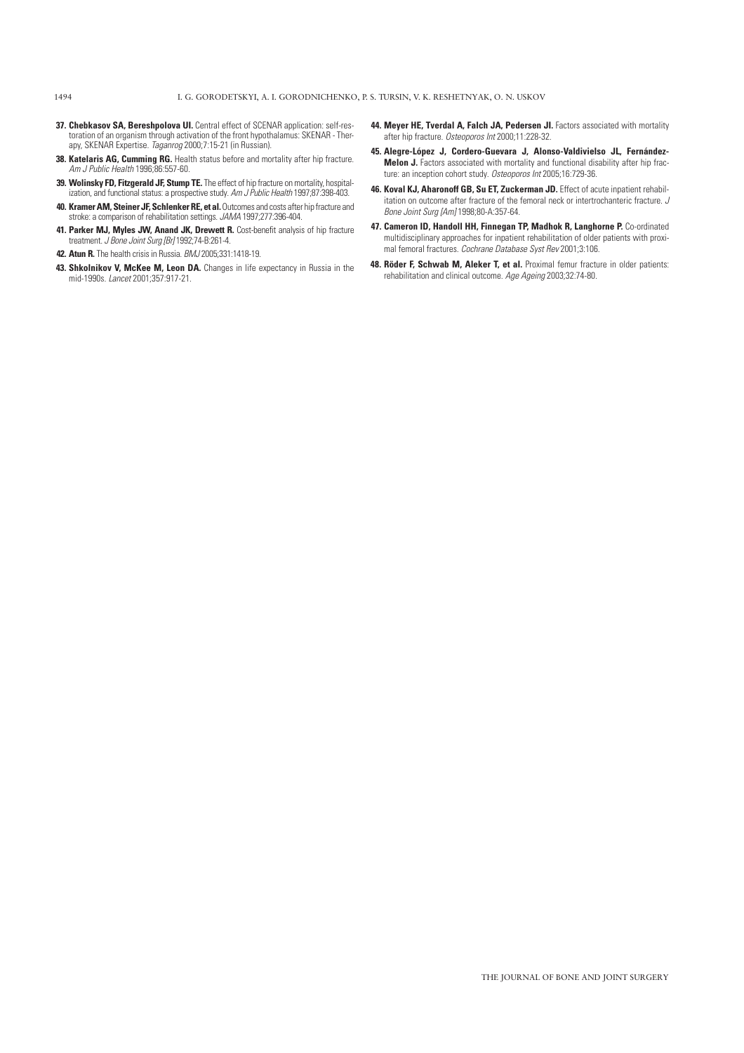**37. Chebkasov SA, Bereshpolova UI.** Central effect of SCENAR application: self-restoration of an organism through activation of the front hypothalamus: SKENAR - Therapy, SKENAR Expertise. *Taganrog* 2000;7:15-21 (in Russian).

**38. Katelaris AG, Cumming RG.** Health status before and mortality after hip fracture. *Am J Public Health* 1996;86:557-60.

**39. Wolinsky FD, Fitzgerald JF, Stump TE.** The effect of hip fracture on mortality, hospitalization, and functional status: a prospective study. *Am J Public Health* 1997;87:398-403.

**40. Kramer AM, Steiner JF, Schlenker RE, et al.** Outcomes and costs after hip fracture and stroke: a comparison of rehabilitation settings. *JAMA* 1997;277:396-404.

**41. Parker MJ, Myles JW, Anand JK, Drewett R.** Cost-benefit analysis of hip fracture treatment. *J Bone Joint Surg [Br]* 1992;74-B:261-4.

**42. Atun R.** The health crisis in Russia. *BMJ* 2005;331:1418-19.

**43. Shkolnikov V, McKee M, Leon DA.** Changes in life expectancy in Russia in the mid-1990s. *Lancet* 2001;357:917-21.

**44. Meyer HE, Tverdal A, Falch JA, Pedersen JI.** Factors associated with mortality after hip fracture. *Osteoporos Int* 2000;11:228-32.

**45. Alegre-López J, Cordero-Guevara J, Alonso-Valdivielso JL, Fernández-Melon J.** Factors associated with mortality and functional disability after hip fracture: an inception cohort study. *Osteoporos Int* 2005;16:729-36.

**46. Koval KJ, Aharonoff GB, Su ET, Zuckerman JD.** Effect of acute inpatient rehabilitation on outcome after fracture of the femoral neck or intertrochanteric fracture. *J Bone Joint Surg [Am]* 1998;80-A:357-64.

**47. Cameron ID, Handoll HH, Finnegan TP, Madhok R, Langhorne P.** Co-ordinated multidisciplinary approaches for inpatient rehabilitation of older patients with proximal femoral fractures. *Cochrane Database Syst Rev* 2001;3:106.

**48. Röder F, Schwab M, Aleker T, et al.** Proximal femur fracture in older patients: rehabilitation and clinical outcome. *Age Ageing* 2003;32:74-80.